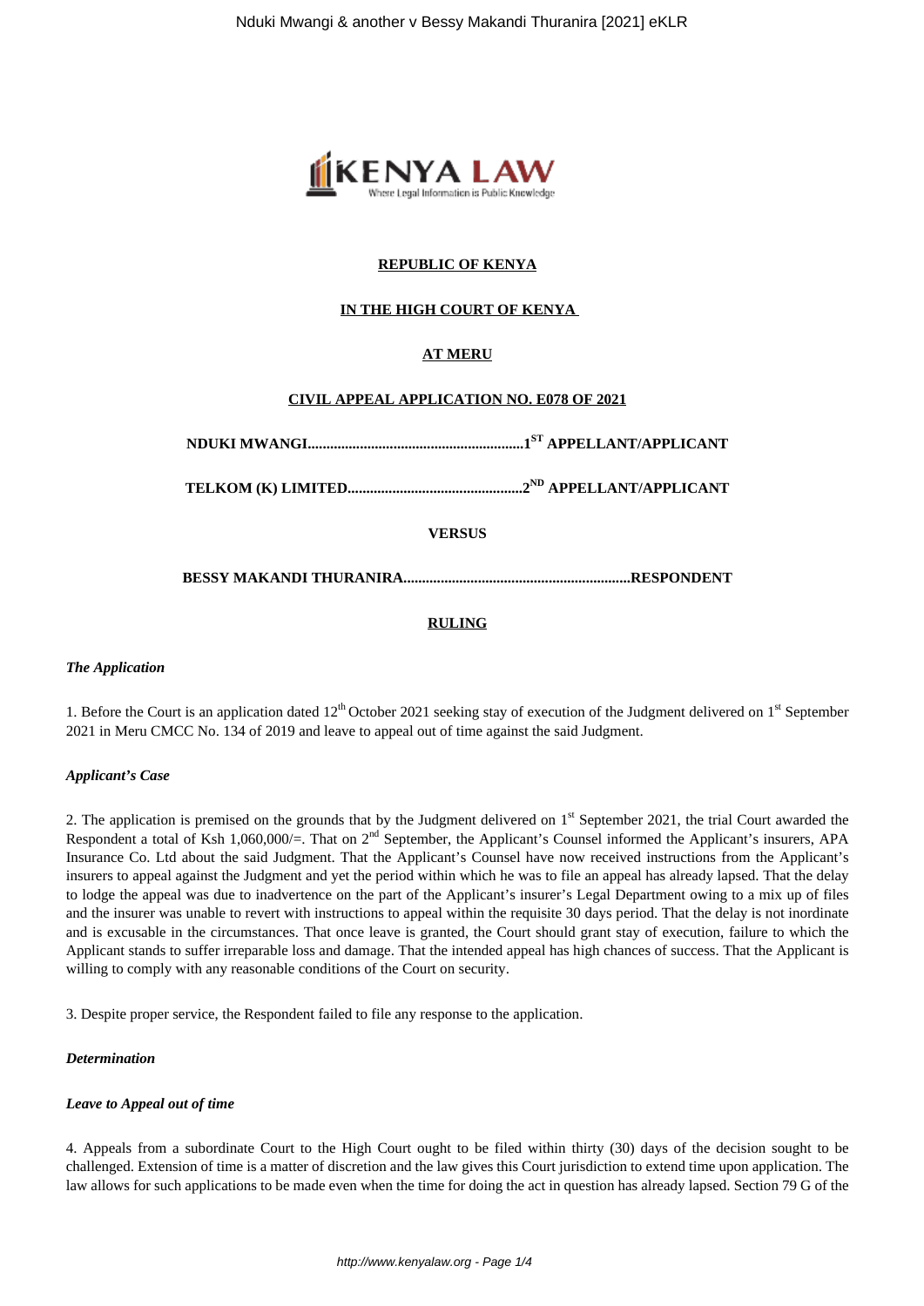**REPUBLIC OF KENYA**

**IN THE HIGH COURT OF KENYA**

**AT MERU**

**CIVIL APPEAL APPLICATION NO. E078 OF 2021**

**NDUKI MWANGI..........................................................1ST APPELLANT/APPLICANT**

**TELKOM (K) LIMITED...............................................2ND APPELLANT/APPLICANT**

**VERSUS**

**BESSY MAKANDI THURANIRA............................................................RESPONDENT**

**RULING**

***The Application***

1. Before the Court is an application dated 12th October 2021 seeking stay of execution of the Judgment delivered on 1st September 2021 in Meru CMCC No. 134 of 2019 and leave to appeal out of time against the said Judgment.

***Applicant's Case***

2. The application is premised on the grounds that by the Judgment delivered on 1st September 2021, the trial Court awarded the Respondent a total of Ksh 1,060,000/=. That on 2nd September, the Applicant's Counsel informed the Applicant's insurers, APA Insurance Co. Ltd about the said Judgment. That the Applicant's Counsel have now received instructions from the Applicant's insurers to appeal against the Judgment and yet the period within which he was to file an appeal has already lapsed. That the delay to lodge the appeal was due to inadvertence on the part of the Applicant's insurer's Legal Department owing to a mix up of files and the insurer was unable to revert with instructions to appeal within the requisite 30 days period. That the delay is not inordinate and is excusable in the circumstances. That once leave is granted, the Court should grant stay of execution, failure to which the Applicant stands to suffer irreparable loss and damage. That the intended appeal has high chances of success. That the Applicant is willing to comply with any reasonable conditions of the Court on security.

3. Despite proper service, the Respondent failed to file any response to the application.

***Determination***

***Leave to Appeal out of time***

4. Appeals from a subordinate Court to the High Court ought to be filed within thirty (30) days of the decision sought to be challenged. Extension of time is a matter of discretion and the law gives this Court jurisdiction to extend time upon application. The law allows for such applications to be made even when the time for doing the act in question has already lapsed. Section 79 G of the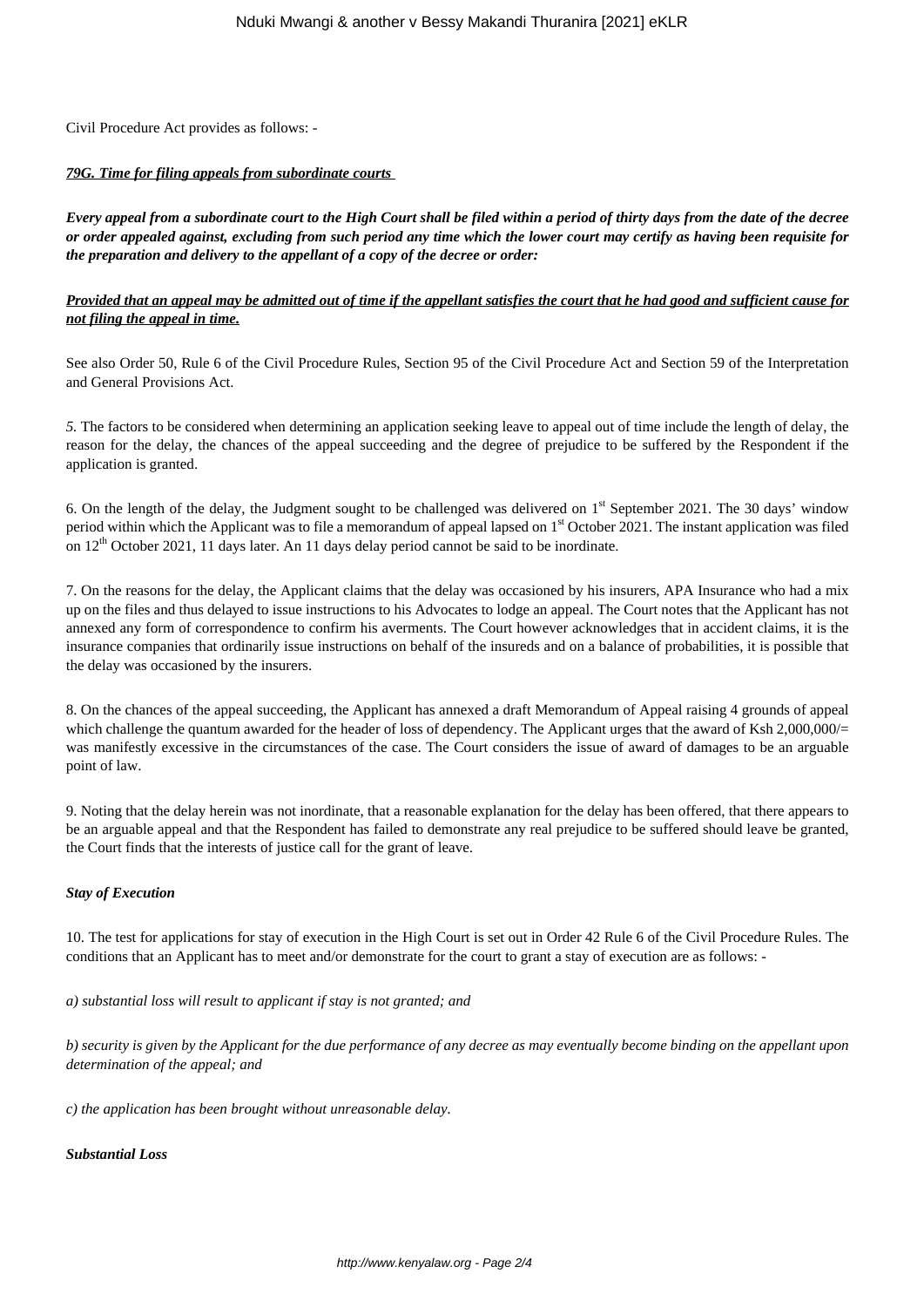Civil Procedure Act provides as follows: -

***79G. Time for filing appeals from subordinate courts***

***Every appeal from a subordinate court to the High Court shall be filed within a period of thirty days from the date of the decree or order appealed against, excluding from such period any time which the lower court may certify as having been requisite for the preparation and delivery to the appellant of a copy of the decree or order:***

***Provided that an appeal may be admitted out of time if the appellant satisfies the court that he had good and sufficient cause for not filing the appeal in time.***

See also Order 50, Rule 6 of the Civil Procedure Rules, Section 95 of the Civil Procedure Act and Section 59 of the Interpretation and General Provisions Act.

*5.* The factors to be considered when determining an application seeking leave to appeal out of time include the length of delay, the reason for the delay, the chances of the appeal succeeding and the degree of prejudice to be suffered by the Respondent if the application is granted.

6. On the length of the delay, the Judgment sought to be challenged was delivered on 1st September 2021. The 30 days' window period within which the Applicant was to file a memorandum of appeal lapsed on 1st October 2021. The instant application was filed on 12th October 2021, 11 days later. An 11 days delay period cannot be said to be inordinate.

7. On the reasons for the delay, the Applicant claims that the delay was occasioned by his insurers, APA Insurance who had a mix up on the files and thus delayed to issue instructions to his Advocates to lodge an appeal. The Court notes that the Applicant has not annexed any form of correspondence to confirm his averments. The Court however acknowledges that in accident claims, it is the insurance companies that ordinarily issue instructions on behalf of the insureds and on a balance of probabilities, it is possible that the delay was occasioned by the insurers.

8. On the chances of the appeal succeeding, the Applicant has annexed a draft Memorandum of Appeal raising 4 grounds of appeal which challenge the quantum awarded for the header of loss of dependency. The Applicant urges that the award of Ksh 2,000,000/= was manifestly excessive in the circumstances of the case. The Court considers the issue of award of damages to be an arguable point of law.

9. Noting that the delay herein was not inordinate, that a reasonable explanation for the delay has been offered, that there appears to be an arguable appeal and that the Respondent has failed to demonstrate any real prejudice to be suffered should leave be granted, the Court finds that the interests of justice call for the grant of leave.

***Stay of Execution***

10. The test for applications for stay of execution in the High Court is set out in Order 42 Rule 6 of the Civil Procedure Rules. The conditions that an Applicant has to meet and/or demonstrate for the court to grant a stay of execution are as follows: -

*a) substantial loss will result to applicant if stay is not granted; and*

*b) security is given by the Applicant for the due performance of any decree as may eventually become binding on the appellant upon determination of the appeal; and*

*c) the application has been brought without unreasonable delay.*

***Substantial Loss***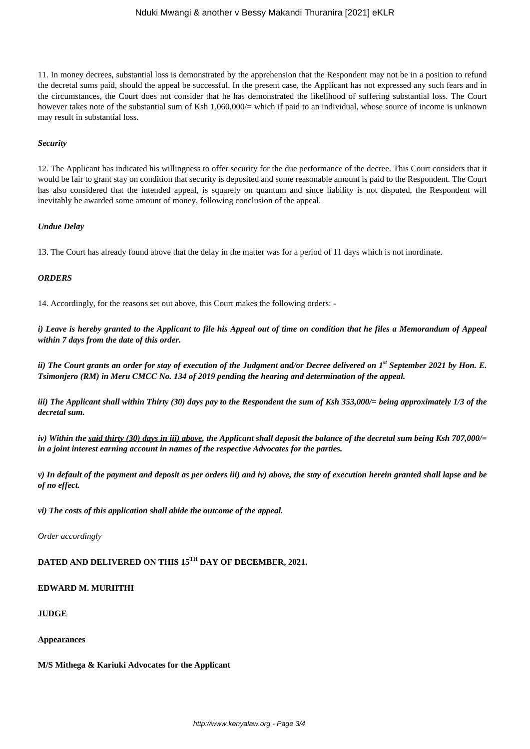11. In money decrees, substantial loss is demonstrated by the apprehension that the Respondent may not be in a position to refund the decretal sums paid, should the appeal be successful. In the present case, the Applicant has not expressed any such fears and in the circumstances, the Court does not consider that he has demonstrated the likelihood of suffering substantial loss. The Court however takes note of the substantial sum of Ksh 1,060,000/= which if paid to an individual, whose source of income is unknown may result in substantial loss.

***Security***

12. The Applicant has indicated his willingness to offer security for the due performance of the decree. This Court considers that it would be fair to grant stay on condition that security is deposited and some reasonable amount is paid to the Respondent. The Court has also considered that the intended appeal, is squarely on quantum and since liability is not disputed, the Respondent will inevitably be awarded some amount of money, following conclusion of the appeal.

***Undue Delay***

13. The Court has already found above that the delay in the matter was for a period of 11 days which is not inordinate.

***ORDERS***

14. Accordingly, for the reasons set out above, this Court makes the following orders: -

***i) Leave is hereby granted to the Applicant to file his Appeal out of time on condition that he files a Memorandum of Appeal within 7 days from the date of this order.***

***ii) The Court grants an order for stay of execution of the Judgment and/or Decree delivered on 1st September 2021 by Hon. E. Tsimonjero (RM) in Meru CMCC No. 134 of 2019 pending the hearing and determination of the appeal.***

***iii) The Applicant shall within Thirty (30) days pay to the Respondent the sum of Ksh 353,000/= being approximately 1/3 of the decretal sum.***

***iv) Within the said thirty (30) days in iii) above, the Applicant shall deposit the balance of the decretal sum being Ksh 707,000/= in a joint interest earning account in names of the respective Advocates for the parties.***

***v) In default of the payment and deposit as per orders iii) and iv) above, the stay of execution herein granted shall lapse and be of no effect.***

***vi) The costs of this application shall abide the outcome of the appeal.***

*Order accordingly*

**DATED AND DELIVERED ON THIS 15TH DAY OF DECEMBER, 2021.**

**EDWARD M. MURIITHI**

**JUDGE**

**Appearances**

**M/S Mithega & Kariuki Advocates for the Applicant**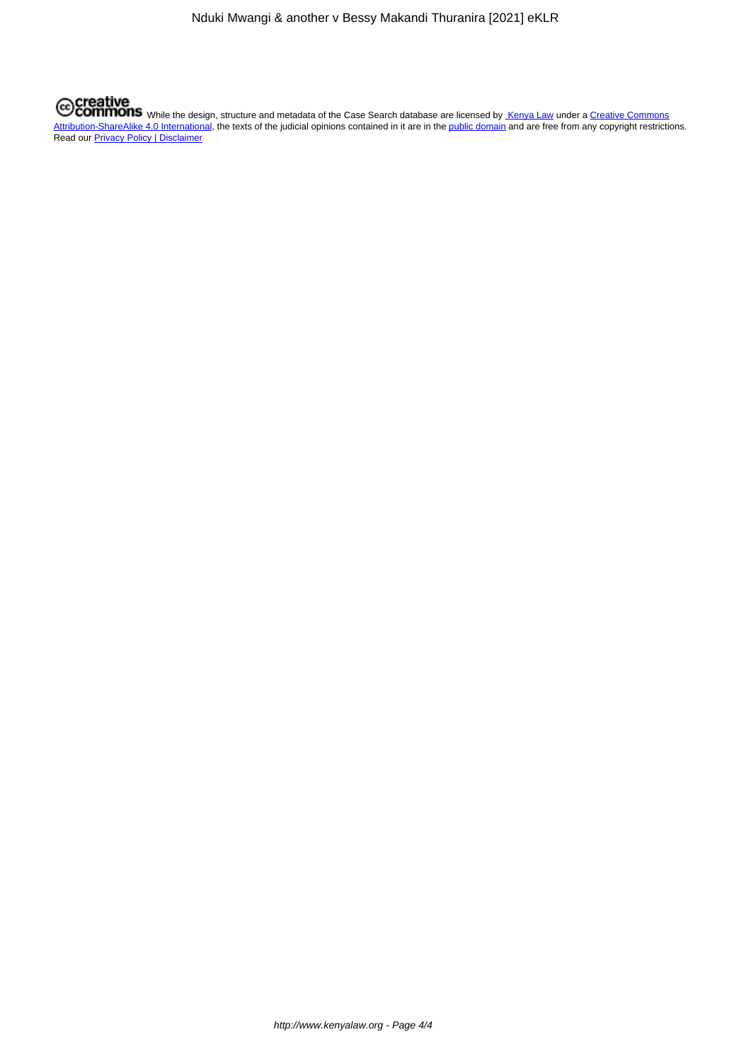While the design, structure and metadata of the Case Search database are licensed by Kenya Law under a Creative Commons Attribution-ShareAlike 4.0 International, the texts of the judicial opinions contained in it are in the public domain and are free from any copyright restrictions. Read our Privacy Policy | Disclaimer